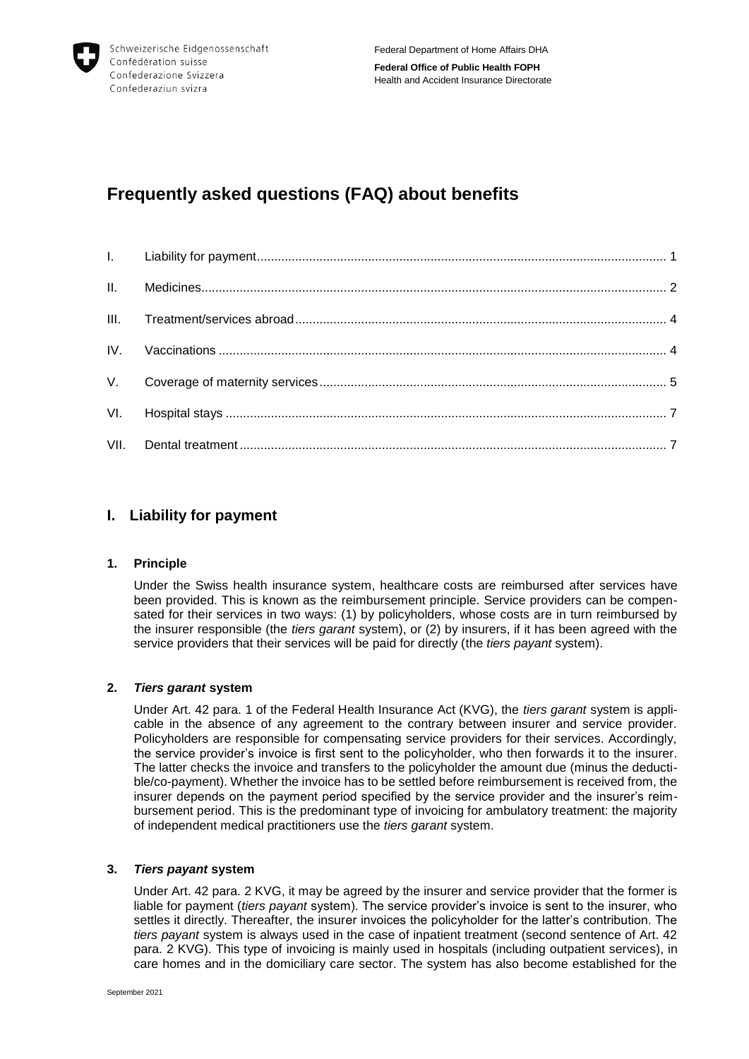Schweizerische Eidgenossenschaft
Confédération suisse
Confederazione Svizzera
Confederaziun svizra

Federal Department of Home Affairs DHA

**Federal Office of Public Health FOPH**
Health and Accident Insurance Directorate

# Frequently asked questions (FAQ) about benefits

| | | |
|---|---|---|
| I. | Liability for payment | 1 |
| II. | Medicines | 2 |
| III. | Treatment/services abroad | 4 |
| IV. | Vaccinations | 4 |
| V. | Coverage of maternity services | 5 |
| VI. | Hospital stays | 7 |
| VII. | Dental treatment | 7 |

## I. Liability for payment

### 1. Principle

Under the Swiss health insurance system, healthcare costs are reimbursed after services have been provided. This is known as the reimbursement principle. Service providers can be compensated for their services in two ways: (1) by policyholders, whose costs are in turn reimbursed by the insurer responsible (the *tiers garant* system), or (2) by insurers, if it has been agreed with the service providers that their services will be paid for directly (the *tiers payant* system).

### 2. *Tiers garant* system

Under Art. 42 para. 1 of the Federal Health Insurance Act (KVG), the *tiers garant* system is applicable in the absence of any agreement to the contrary between insurer and service provider. Policyholders are responsible for compensating service providers for their services. Accordingly, the service provider's invoice is first sent to the policyholder, who then forwards it to the insurer. The latter checks the invoice and transfers to the policyholder the amount due (minus the deductible/co-payment). Whether the invoice has to be settled before reimbursement is received from, the insurer depends on the payment period specified by the service provider and the insurer's reimbursement period. This is the predominant type of invoicing for ambulatory treatment: the majority of independent medical practitioners use the *tiers garant* system.

### 3. *Tiers payant* system

Under Art. 42 para. 2 KVG, it may be agreed by the insurer and service provider that the former is liable for payment (*tiers payant* system). The service provider's invoice is sent to the insurer, who settles it directly. Thereafter, the insurer invoices the policyholder for the latter's contribution. The *tiers payant* system is always used in the case of inpatient treatment (second sentence of Art. 42 para. 2 KVG). This type of invoicing is mainly used in hospitals (including outpatient services), in care homes and in the domiciliary care sector. The system has also become established for the

September 2021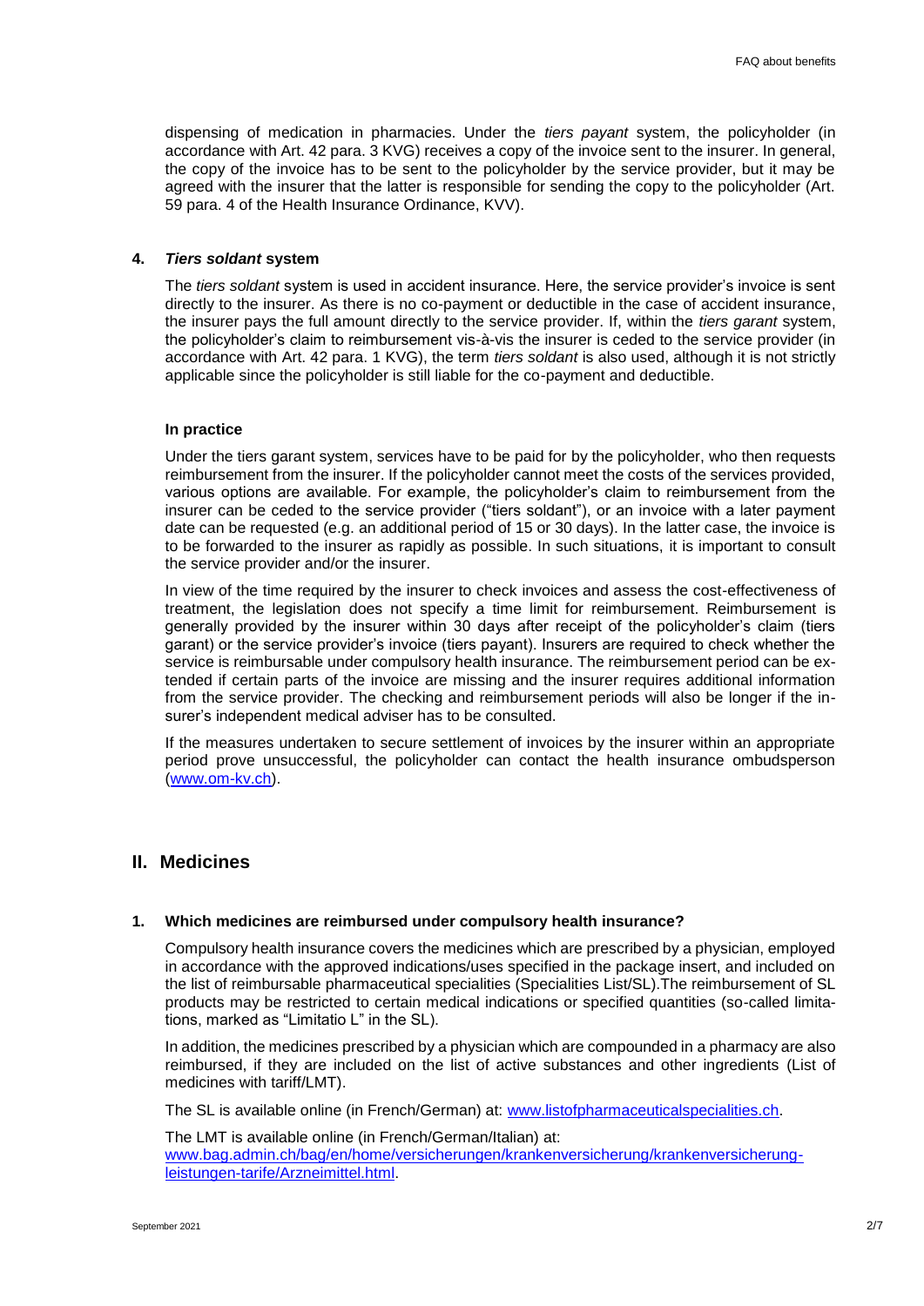dispensing of medication in pharmacies. Under the *tiers payant* system, the policyholder (in accordance with Art. 42 para. 3 KVG) receives a copy of the invoice sent to the insurer. In general, the copy of the invoice has to be sent to the policyholder by the service provider, but it may be agreed with the insurer that the latter is responsible for sending the copy to the policyholder (Art. 59 para. 4 of the Health Insurance Ordinance, KVV).

### 4. *Tiers soldant* system

The *tiers soldant* system is used in accident insurance. Here, the service provider's invoice is sent directly to the insurer. As there is no co-payment or deductible in the case of accident insurance, the insurer pays the full amount directly to the service provider. If, within the *tiers garant* system, the policyholder's claim to reimbursement vis-à-vis the insurer is ceded to the service provider (in accordance with Art. 42 para. 1 KVG), the term *tiers soldant* is also used, although it is not strictly applicable since the policyholder is still liable for the co-payment and deductible.

**In practice**

Under the tiers garant system, services have to be paid for by the policyholder, who then requests reimbursement from the insurer. If the policyholder cannot meet the costs of the services provided, various options are available. For example, the policyholder's claim to reimbursement from the insurer can be ceded to the service provider ("tiers soldant"), or an invoice with a later payment date can be requested (e.g. an additional period of 15 or 30 days). In the latter case, the invoice is to be forwarded to the insurer as rapidly as possible. In such situations, it is important to consult the service provider and/or the insurer.

In view of the time required by the insurer to check invoices and assess the cost-effectiveness of treatment, the legislation does not specify a time limit for reimbursement. Reimbursement is generally provided by the insurer within 30 days after receipt of the policyholder's claim (tiers garant) or the service provider's invoice (tiers payant). Insurers are required to check whether the service is reimbursable under compulsory health insurance. The reimbursement period can be extended if certain parts of the invoice are missing and the insurer requires additional information from the service provider. The checking and reimbursement periods will also be longer if the insurer's independent medical adviser has to be consulted.

If the measures undertaken to secure settlement of invoices by the insurer within an appropriate period prove unsuccessful, the policyholder can contact the health insurance ombudsperson (www.om-kv.ch).

## II. Medicines

### 1. Which medicines are reimbursed under compulsory health insurance?

Compulsory health insurance covers the medicines which are prescribed by a physician, employed in accordance with the approved indications/uses specified in the package insert, and included on the list of reimbursable pharmaceutical specialities (Specialities List/SL).The reimbursement of SL products may be restricted to certain medical indications or specified quantities (so-called limitations, marked as "Limitatio L" in the SL).

In addition, the medicines prescribed by a physician which are compounded in a pharmacy are also reimbursed, if they are included on the list of active substances and other ingredients (List of medicines with tariff/LMT).

The SL is available online (in French/German) at: www.listofpharmaceuticalspecialities.ch.

The LMT is available online (in French/German/Italian) at:
www.bag.admin.ch/bag/en/home/versicherungen/krankenversicherung/krankenversicherung-leistungen-tarife/Arzneimittel.html.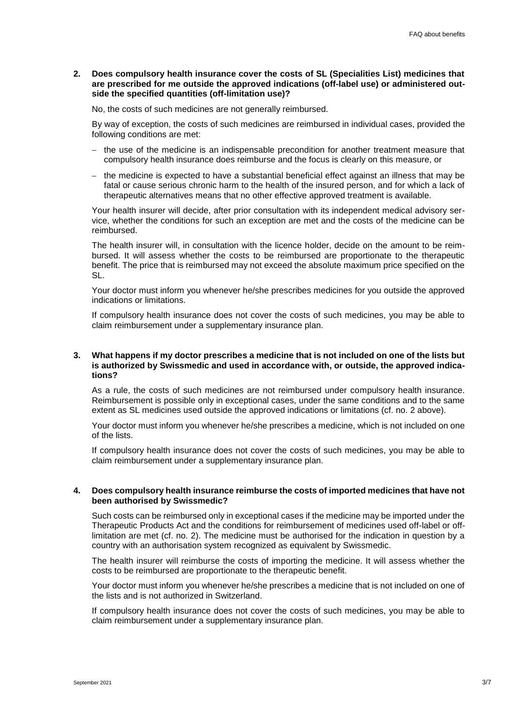## 2. Does compulsory health insurance cover the costs of SL (Specialities List) medicines that are prescribed for me outside the approved indications (off-label use) or administered outside the specified quantities (off-limitation use)?

No, the costs of such medicines are not generally reimbursed.

By way of exception, the costs of such medicines are reimbursed in individual cases, provided the following conditions are met:

- the use of the medicine is an indispensable precondition for another treatment measure that compulsory health insurance does reimburse and the focus is clearly on this measure, or
- the medicine is expected to have a substantial beneficial effect against an illness that may be fatal or cause serious chronic harm to the health of the insured person, and for which a lack of therapeutic alternatives means that no other effective approved treatment is available.

Your health insurer will decide, after prior consultation with its independent medical advisory service, whether the conditions for such an exception are met and the costs of the medicine can be reimbursed.

The health insurer will, in consultation with the licence holder, decide on the amount to be reimbursed. It will assess whether the costs to be reimbursed are proportionate to the therapeutic benefit. The price that is reimbursed may not exceed the absolute maximum price specified on the SL.

Your doctor must inform you whenever he/she prescribes medicines for you outside the approved indications or limitations.

If compulsory health insurance does not cover the costs of such medicines, you may be able to claim reimbursement under a supplementary insurance plan.

## 3. What happens if my doctor prescribes a medicine that is not included on one of the lists but is authorized by Swissmedic and used in accordance with, or outside, the approved indications?

As a rule, the costs of such medicines are not reimbursed under compulsory health insurance. Reimbursement is possible only in exceptional cases, under the same conditions and to the same extent as SL medicines used outside the approved indications or limitations (cf. no. 2 above).

Your doctor must inform you whenever he/she prescribes a medicine, which is not included on one of the lists.

If compulsory health insurance does not cover the costs of such medicines, you may be able to claim reimbursement under a supplementary insurance plan.

## 4. Does compulsory health insurance reimburse the costs of imported medicines that have not been authorised by Swissmedic?

Such costs can be reimbursed only in exceptional cases if the medicine may be imported under the Therapeutic Products Act and the conditions for reimbursement of medicines used off-label or off-limitation are met (cf. no. 2). The medicine must be authorised for the indication in question by a country with an authorisation system recognized as equivalent by Swissmedic.

The health insurer will reimburse the costs of importing the medicine. It will assess whether the costs to be reimbursed are proportionate to the therapeutic benefit.

Your doctor must inform you whenever he/she prescribes a medicine that is not included on one of the lists and is not authorized in Switzerland.

If compulsory health insurance does not cover the costs of such medicines, you may be able to claim reimbursement under a supplementary insurance plan.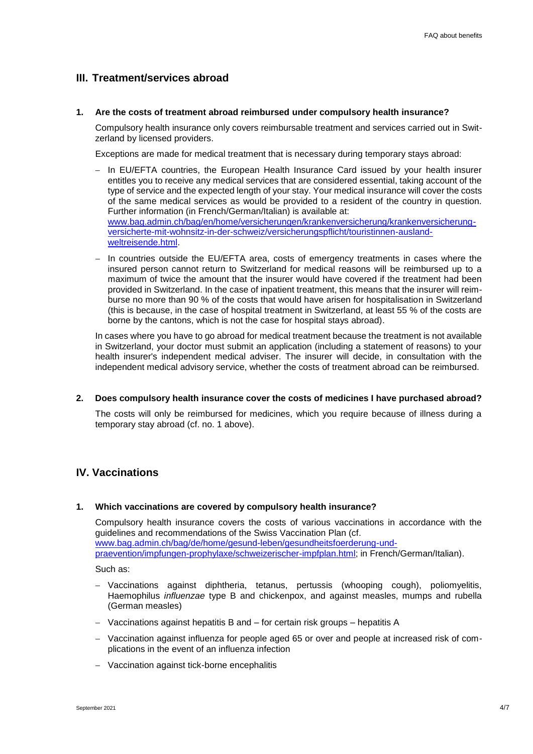## III. Treatment/services abroad

**1. Are the costs of treatment abroad reimbursed under compulsory health insurance?**

Compulsory health insurance only covers reimbursable treatment and services carried out in Switzerland by licensed providers.

Exceptions are made for medical treatment that is necessary during temporary stays abroad:

- In EU/EFTA countries, the European Health Insurance Card issued by your health insurer entitles you to receive any medical services that are considered essential, taking account of the type of service and the expected length of your stay. Your medical insurance will cover the costs of the same medical services as would be provided to a resident of the country in question. Further information (in French/German/Italian) is available at: [www.bag.admin.ch/bag/en/home/versicherungen/krankenversicherung/krankenversicherung-versicherte-mit-wohnsitz-in-der-schweiz/versicherungspflicht/touristinnen-ausland-weltreisende.html](www.bag.admin.ch/bag/en/home/versicherungen/krankenversicherung/krankenversicherung-versicherte-mit-wohnsitz-in-der-schweiz/versicherungspflicht/touristinnen-ausland-weltreisende.html).
- In countries outside the EU/EFTA area, costs of emergency treatments in cases where the insured person cannot return to Switzerland for medical reasons will be reimbursed up to a maximum of twice the amount that the insurer would have covered if the treatment had been provided in Switzerland. In the case of inpatient treatment, this means that the insurer will reimburse no more than 90 % of the costs that would have arisen for hospitalisation in Switzerland (this is because, in the case of hospital treatment in Switzerland, at least 55 % of the costs are borne by the cantons, which is not the case for hospital stays abroad).

In cases where you have to go abroad for medical treatment because the treatment is not available in Switzerland, your doctor must submit an application (including a statement of reasons) to your health insurer's independent medical adviser. The insurer will decide, in consultation with the independent medical advisory service, whether the costs of treatment abroad can be reimbursed.

**2. Does compulsory health insurance cover the costs of medicines I have purchased abroad?**

The costs will only be reimbursed for medicines, which you require because of illness during a temporary stay abroad (cf. no. 1 above).

## IV. Vaccinations

**1. Which vaccinations are covered by compulsory health insurance?**

Compulsory health insurance covers the costs of various vaccinations in accordance with the guidelines and recommendations of the Swiss Vaccination Plan (cf. [www.bag.admin.ch/bag/de/home/gesund-leben/gesundheitsfoerderung-und-praevention/impfungen-prophylaxe/schweizerischer-impfplan.html](www.bag.admin.ch/bag/de/home/gesund-leben/gesundheitsfoerderung-und-praevention/impfungen-prophylaxe/schweizerischer-impfplan.html); in French/German/Italian).

Such as:

- Vaccinations against diphtheria, tetanus, pertussis (whooping cough), poliomyelitis, Haemophilus *influenzae* type B and chickenpox, and against measles, mumps and rubella (German measles)
- Vaccinations against hepatitis B and – for certain risk groups – hepatitis A
- Vaccination against influenza for people aged 65 or over and people at increased risk of complications in the event of an influenza infection
- Vaccination against tick-borne encephalitis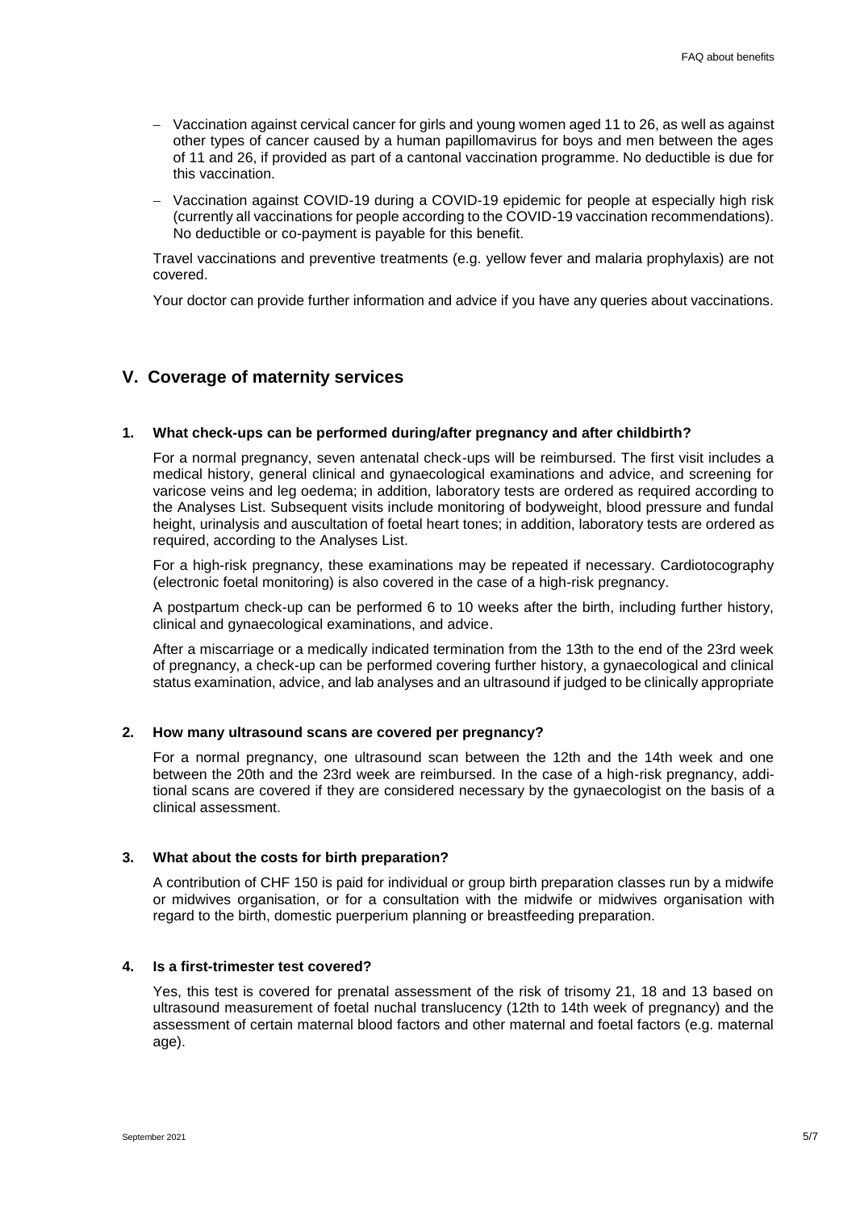- Vaccination against cervical cancer for girls and young women aged 11 to 26, as well as against other types of cancer caused by a human papillomavirus for boys and men between the ages of 11 and 26, if provided as part of a cantonal vaccination programme. No deductible is due for this vaccination.
- Vaccination against COVID-19 during a COVID-19 epidemic for people at especially high risk (currently all vaccinations for people according to the COVID-19 vaccination recommendations). No deductible or co-payment is payable for this benefit.

Travel vaccinations and preventive treatments (e.g. yellow fever and malaria prophylaxis) are not covered.

Your doctor can provide further information and advice if you have any queries about vaccinations.

## V. Coverage of maternity services

### 1. What check-ups can be performed during/after pregnancy and after childbirth?

For a normal pregnancy, seven antenatal check-ups will be reimbursed. The first visit includes a medical history, general clinical and gynaecological examinations and advice, and screening for varicose veins and leg oedema; in addition, laboratory tests are ordered as required according to the Analyses List. Subsequent visits include monitoring of bodyweight, blood pressure and fundal height, urinalysis and auscultation of foetal heart tones; in addition, laboratory tests are ordered as required, according to the Analyses List.

For a high-risk pregnancy, these examinations may be repeated if necessary. Cardiotocography (electronic foetal monitoring) is also covered in the case of a high-risk pregnancy.

A postpartum check-up can be performed 6 to 10 weeks after the birth, including further history, clinical and gynaecological examinations, and advice.

After a miscarriage or a medically indicated termination from the 13th to the end of the 23rd week of pregnancy, a check-up can be performed covering further history, a gynaecological and clinical status examination, advice, and lab analyses and an ultrasound if judged to be clinically appropriate

### 2. How many ultrasound scans are covered per pregnancy?

For a normal pregnancy, one ultrasound scan between the 12th and the 14th week and one between the 20th and the 23rd week are reimbursed. In the case of a high-risk pregnancy, additional scans are covered if they are considered necessary by the gynaecologist on the basis of a clinical assessment.

### 3. What about the costs for birth preparation?

A contribution of CHF 150 is paid for individual or group birth preparation classes run by a midwife or midwives organisation, or for a consultation with the midwife or midwives organisation with regard to the birth, domestic puerperium planning or breastfeeding preparation.

### 4. Is a first-trimester test covered?

Yes, this test is covered for prenatal assessment of the risk of trisomy 21, 18 and 13 based on ultrasound measurement of foetal nuchal translucency (12th to 14th week of pregnancy) and the assessment of certain maternal blood factors and other maternal and foetal factors (e.g. maternal age).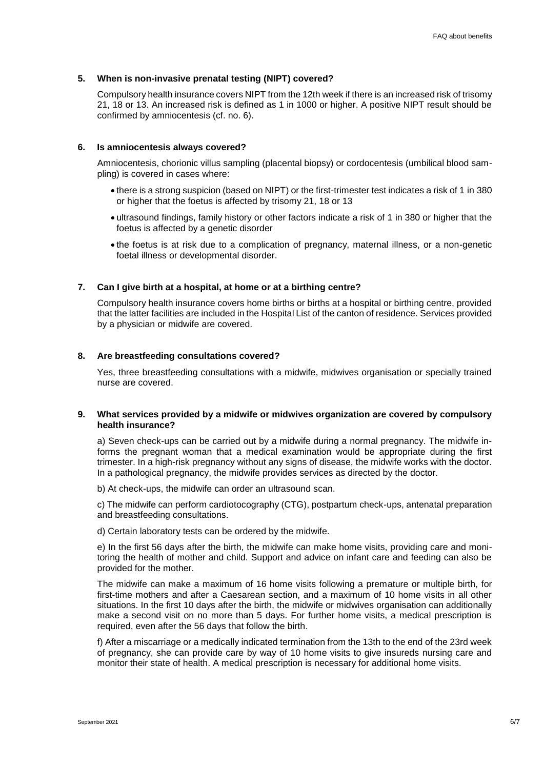### 5. When is non-invasive prenatal testing (NIPT) covered?

Compulsory health insurance covers NIPT from the 12th week if there is an increased risk of trisomy 21, 18 or 13. An increased risk is defined as 1 in 1000 or higher. A positive NIPT result should be confirmed by amniocentesis (cf. no. 6).

### 6. Is amniocentesis always covered?

Amniocentesis, chorionic villus sampling (placental biopsy) or cordocentesis (umbilical blood sampling) is covered in cases where:

- there is a strong suspicion (based on NIPT) or the first-trimester test indicates a risk of 1 in 380 or higher that the foetus is affected by trisomy 21, 18 or 13
- ultrasound findings, family history or other factors indicate a risk of 1 in 380 or higher that the foetus is affected by a genetic disorder
- the foetus is at risk due to a complication of pregnancy, maternal illness, or a non-genetic foetal illness or developmental disorder.

### 7. Can I give birth at a hospital, at home or at a birthing centre?

Compulsory health insurance covers home births or births at a hospital or birthing centre, provided that the latter facilities are included in the Hospital List of the canton of residence. Services provided by a physician or midwife are covered.

### 8. Are breastfeeding consultations covered?

Yes, three breastfeeding consultations with a midwife, midwives organisation or specially trained nurse are covered.

### 9. What services provided by a midwife or midwives organization are covered by compulsory health insurance?

a) Seven check-ups can be carried out by a midwife during a normal pregnancy. The midwife informs the pregnant woman that a medical examination would be appropriate during the first trimester. In a high-risk pregnancy without any signs of disease, the midwife works with the doctor. In a pathological pregnancy, the midwife provides services as directed by the doctor.

b) At check-ups, the midwife can order an ultrasound scan.

c) The midwife can perform cardiotocography (CTG), postpartum check-ups, antenatal preparation and breastfeeding consultations.

d) Certain laboratory tests can be ordered by the midwife.

e) In the first 56 days after the birth, the midwife can make home visits, providing care and monitoring the health of mother and child. Support and advice on infant care and feeding can also be provided for the mother.

The midwife can make a maximum of 16 home visits following a premature or multiple birth, for first-time mothers and after a Caesarean section, and a maximum of 10 home visits in all other situations. In the first 10 days after the birth, the midwife or midwives organisation can additionally make a second visit on no more than 5 days. For further home visits, a medical prescription is required, even after the 56 days that follow the birth.

f) After a miscarriage or a medically indicated termination from the 13th to the end of the 23rd week of pregnancy, she can provide care by way of 10 home visits to give insureds nursing care and monitor their state of health. A medical prescription is necessary for additional home visits.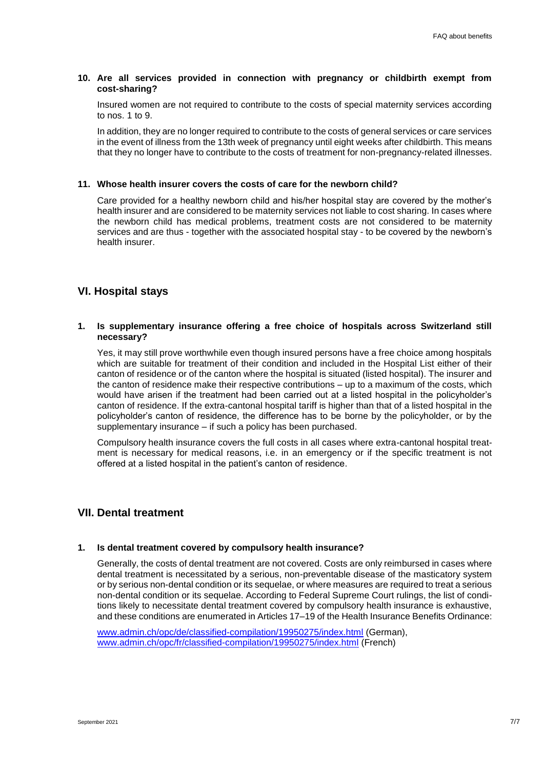**10. Are all services provided in connection with pregnancy or childbirth exempt from cost-sharing?**

Insured women are not required to contribute to the costs of special maternity services according to nos. 1 to 9.

In addition, they are no longer required to contribute to the costs of general services or care services in the event of illness from the 13th week of pregnancy until eight weeks after childbirth. This means that they no longer have to contribute to the costs of treatment for non-pregnancy-related illnesses.

**11. Whose health insurer covers the costs of care for the newborn child?**

Care provided for a healthy newborn child and his/her hospital stay are covered by the mother's health insurer and are considered to be maternity services not liable to cost sharing. In cases where the newborn child has medical problems, treatment costs are not considered to be maternity services and are thus - together with the associated hospital stay - to be covered by the newborn's health insurer.

## VI. Hospital stays

**1. Is supplementary insurance offering a free choice of hospitals across Switzerland still necessary?**

Yes, it may still prove worthwhile even though insured persons have a free choice among hospitals which are suitable for treatment of their condition and included in the Hospital List either of their canton of residence or of the canton where the hospital is situated (listed hospital). The insurer and the canton of residence make their respective contributions – up to a maximum of the costs, which would have arisen if the treatment had been carried out at a listed hospital in the policyholder's canton of residence. If the extra-cantonal hospital tariff is higher than that of a listed hospital in the policyholder's canton of residence, the difference has to be borne by the policyholder, or by the supplementary insurance – if such a policy has been purchased.

Compulsory health insurance covers the full costs in all cases where extra-cantonal hospital treatment is necessary for medical reasons, i.e. in an emergency or if the specific treatment is not offered at a listed hospital in the patient's canton of residence.

## VII. Dental treatment

**1. Is dental treatment covered by compulsory health insurance?**

Generally, the costs of dental treatment are not covered. Costs are only reimbursed in cases where dental treatment is necessitated by a serious, non-preventable disease of the masticatory system or by serious non-dental condition or its sequelae, or where measures are required to treat a serious non-dental condition or its sequelae. According to Federal Supreme Court rulings, the list of conditions likely to necessitate dental treatment covered by compulsory health insurance is exhaustive, and these conditions are enumerated in Articles 17–19 of the Health Insurance Benefits Ordinance:

www.admin.ch/opc/de/classified-compilation/19950275/index.html (German),
www.admin.ch/opc/fr/classified-compilation/19950275/index.html (French)

September 2021